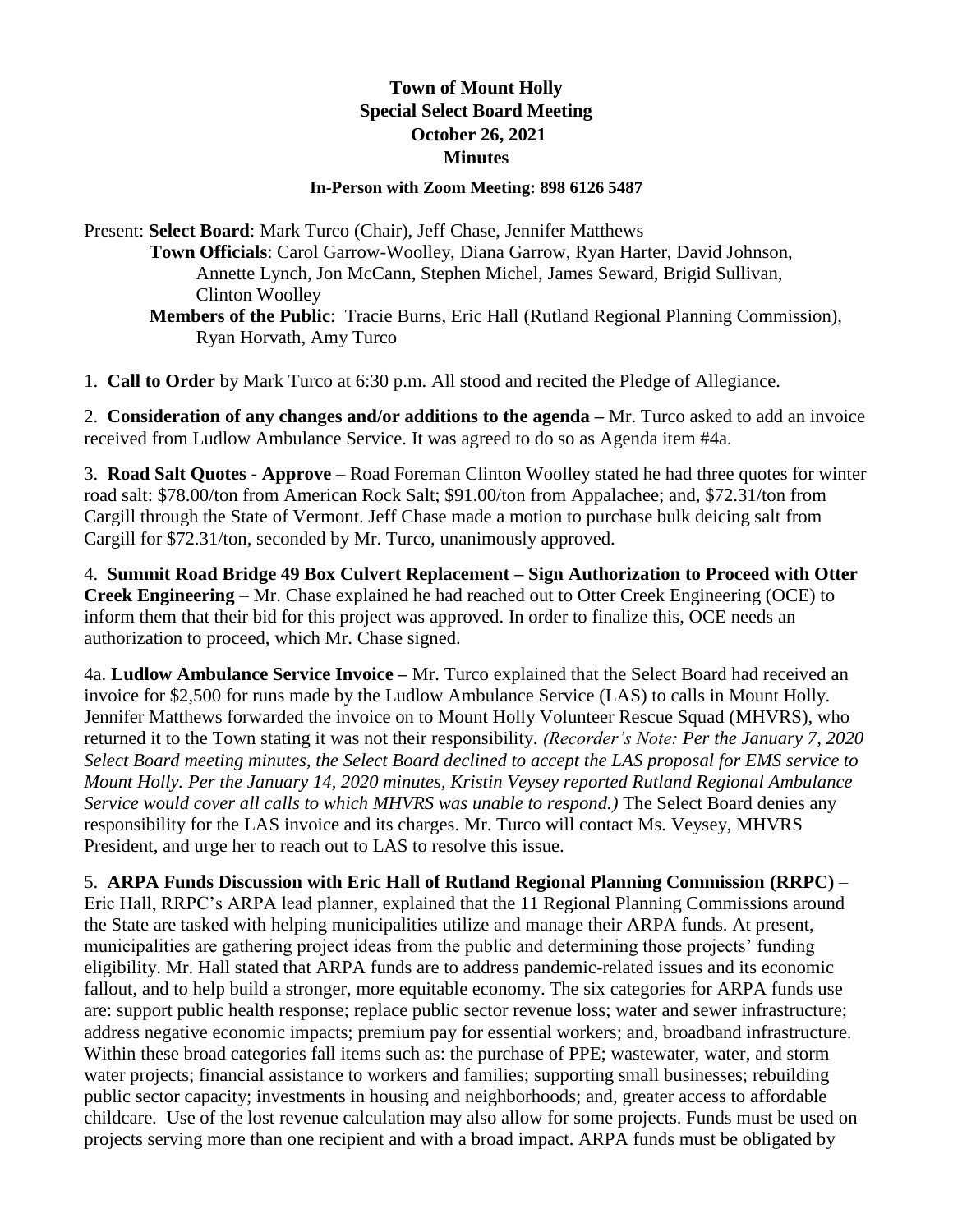# Town of Mount Holly
## Special Select Board Meeting
## October 26, 2021
## Minutes

**In-Person with Zoom Meeting: 898 6126 5487**

Present: **Select Board**: Mark Turco (Chair), Jeff Chase, Jennifer Matthews
**Town Officials**: Carol Garrow-Woolley, Diana Garrow, Ryan Harter, David Johnson, Annette Lynch, Jon McCann, Stephen Michel, James Seward, Brigid Sullivan, Clinton Woolley
**Members of the Public**: Tracie Burns, Eric Hall (Rutland Regional Planning Commission), Ryan Horvath, Amy Turco

1. **Call to Order** by Mark Turco at 6:30 p.m. All stood and recited the Pledge of Allegiance.

2. **Consideration of any changes and/or additions to the agenda** – Mr. Turco asked to add an invoice received from Ludlow Ambulance Service. It was agreed to do so as Agenda item #4a.

3. **Road Salt Quotes - Approve** – Road Foreman Clinton Woolley stated he had three quotes for winter road salt: $78.00/ton from American Rock Salt; $91.00/ton from Appalachee; and, $72.31/ton from Cargill through the State of Vermont. Jeff Chase made a motion to purchase bulk deicing salt from Cargill for $72.31/ton, seconded by Mr. Turco, unanimously approved.

4. **Summit Road Bridge 49 Box Culvert Replacement – Sign Authorization to Proceed with Otter Creek Engineering** – Mr. Chase explained he had reached out to Otter Creek Engineering (OCE) to inform them that their bid for this project was approved. In order to finalize this, OCE needs an authorization to proceed, which Mr. Chase signed.

4a. **Ludlow Ambulance Service Invoice –** Mr. Turco explained that the Select Board had received an invoice for $2,500 for runs made by the Ludlow Ambulance Service (LAS) to calls in Mount Holly. Jennifer Matthews forwarded the invoice on to Mount Holly Volunteer Rescue Squad (MHVRS), who returned it to the Town stating it was not their responsibility. *(Recorder's Note: Per the January 7, 2020 Select Board meeting minutes, the Select Board declined to accept the LAS proposal for EMS service to Mount Holly. Per the January 14, 2020 minutes, Kristin Veysey reported Rutland Regional Ambulance Service would cover all calls to which MHVRS was unable to respond.)* The Select Board denies any responsibility for the LAS invoice and its charges. Mr. Turco will contact Ms. Veysey, MHVRS President, and urge her to reach out to LAS to resolve this issue.

5. **ARPA Funds Discussion with Eric Hall of Rutland Regional Planning Commission (RRPC)** – Eric Hall, RRPC's ARPA lead planner, explained that the 11 Regional Planning Commissions around the State are tasked with helping municipalities utilize and manage their ARPA funds. At present, municipalities are gathering project ideas from the public and determining those projects' funding eligibility. Mr. Hall stated that ARPA funds are to address pandemic-related issues and its economic fallout, and to help build a stronger, more equitable economy. The six categories for ARPA funds use are: support public health response; replace public sector revenue loss; water and sewer infrastructure; address negative economic impacts; premium pay for essential workers; and, broadband infrastructure. Within these broad categories fall items such as: the purchase of PPE; wastewater, water, and storm water projects; financial assistance to workers and families; supporting small businesses; rebuilding public sector capacity; investments in housing and neighborhoods; and, greater access to affordable childcare. Use of the lost revenue calculation may also allow for some projects. Funds must be used on projects serving more than one recipient and with a broad impact. ARPA funds must be obligated by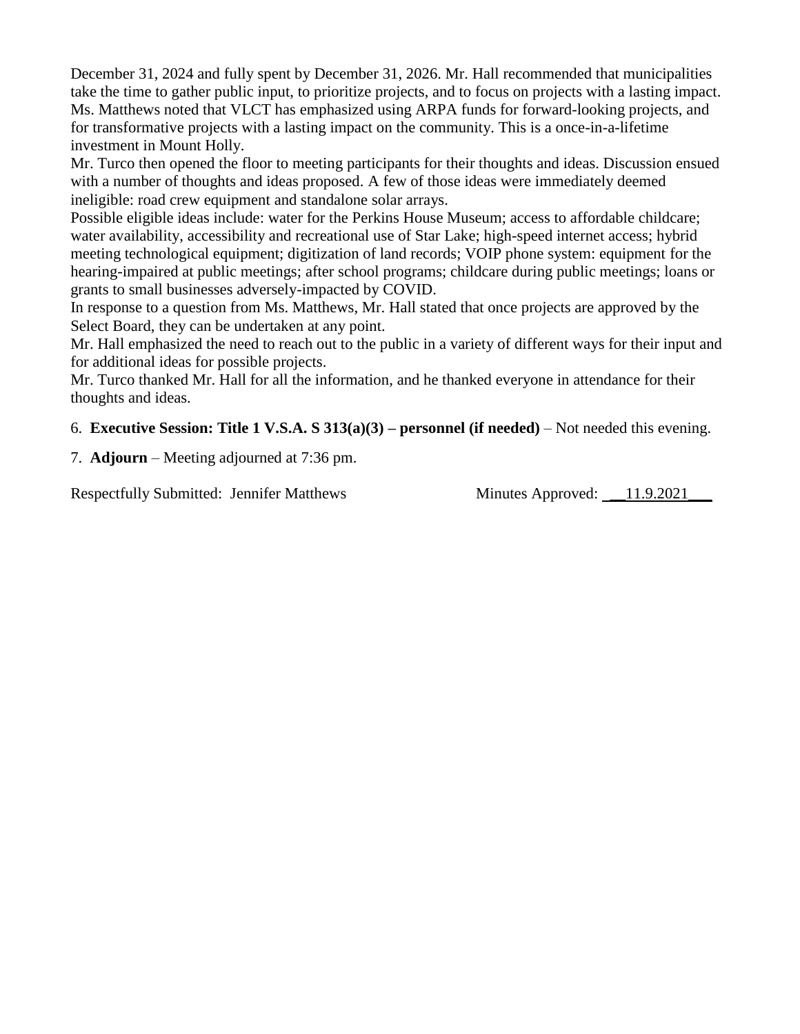December 31, 2024 and fully spent by December 31, 2026. Mr. Hall recommended that municipalities take the time to gather public input, to prioritize projects, and to focus on projects with a lasting impact. Ms. Matthews noted that VLCT has emphasized using ARPA funds for forward-looking projects, and for transformative projects with a lasting impact on the community. This is a once-in-a-lifetime investment in Mount Holly.

Mr. Turco then opened the floor to meeting participants for their thoughts and ideas. Discussion ensued with a number of thoughts and ideas proposed. A few of those ideas were immediately deemed ineligible: road crew equipment and standalone solar arrays.

Possible eligible ideas include: water for the Perkins House Museum; access to affordable childcare; water availability, accessibility and recreational use of Star Lake; high-speed internet access; hybrid meeting technological equipment; digitization of land records; VOIP phone system: equipment for the hearing-impaired at public meetings; after school programs; childcare during public meetings; loans or grants to small businesses adversely-impacted by COVID.

In response to a question from Ms. Matthews, Mr. Hall stated that once projects are approved by the Select Board, they can be undertaken at any point.

Mr. Hall emphasized the need to reach out to the public in a variety of different ways for their input and for additional ideas for possible projects.

Mr. Turco thanked Mr. Hall for all the information, and he thanked everyone in attendance for their thoughts and ideas.

6. **Executive Session: Title 1 V.S.A. S 313(a)(3) – personnel (if needed)** – Not needed this evening.

7. **Adjourn** – Meeting adjourned at 7:36 pm.

Respectfully Submitted: Jennifer Matthews　　　　Minutes Approved: __11.9.2021___